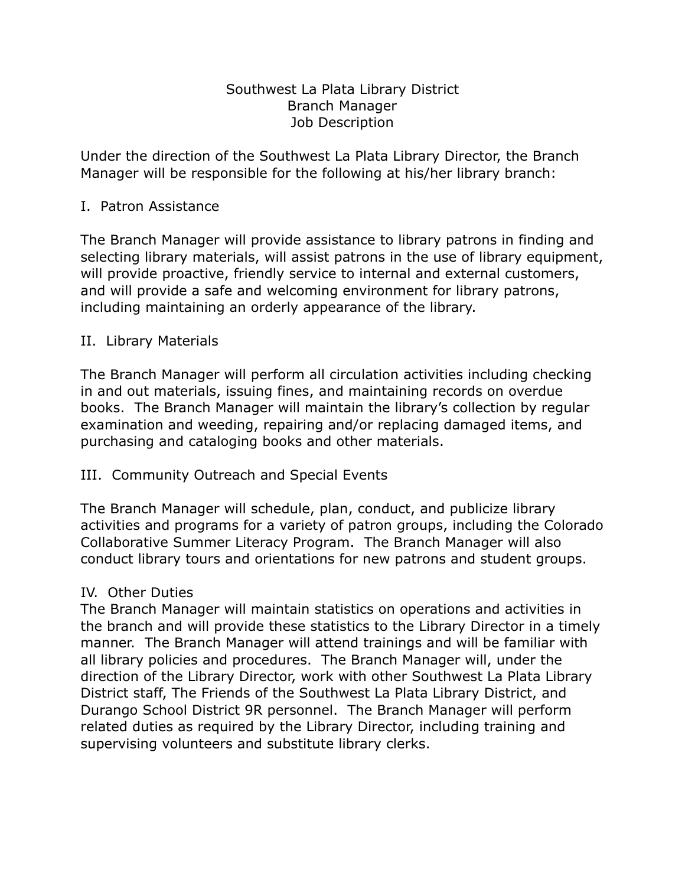# Southwest La Plata Library District
## Branch Manager
## Job Description

Under the direction of the Southwest La Plata Library Director, the Branch Manager will be responsible for the following at his/her library branch:

### I. Patron Assistance

The Branch Manager will provide assistance to library patrons in finding and selecting library materials, will assist patrons in the use of library equipment, will provide proactive, friendly service to internal and external customers, and will provide a safe and welcoming environment for library patrons, including maintaining an orderly appearance of the library.

### II. Library Materials

The Branch Manager will perform all circulation activities including checking in and out materials, issuing fines, and maintaining records on overdue books. The Branch Manager will maintain the library's collection by regular examination and weeding, repairing and/or replacing damaged items, and purchasing and cataloging books and other materials.

### III. Community Outreach and Special Events

The Branch Manager will schedule, plan, conduct, and publicize library activities and programs for a variety of patron groups, including the Colorado Collaborative Summer Literacy Program. The Branch Manager will also conduct library tours and orientations for new patrons and student groups.

### IV. Other Duties

The Branch Manager will maintain statistics on operations and activities in the branch and will provide these statistics to the Library Director in a timely manner. The Branch Manager will attend trainings and will be familiar with all library policies and procedures. The Branch Manager will, under the direction of the Library Director, work with other Southwest La Plata Library District staff, The Friends of the Southwest La Plata Library District, and Durango School District 9R personnel. The Branch Manager will perform related duties as required by the Library Director, including training and supervising volunteers and substitute library clerks.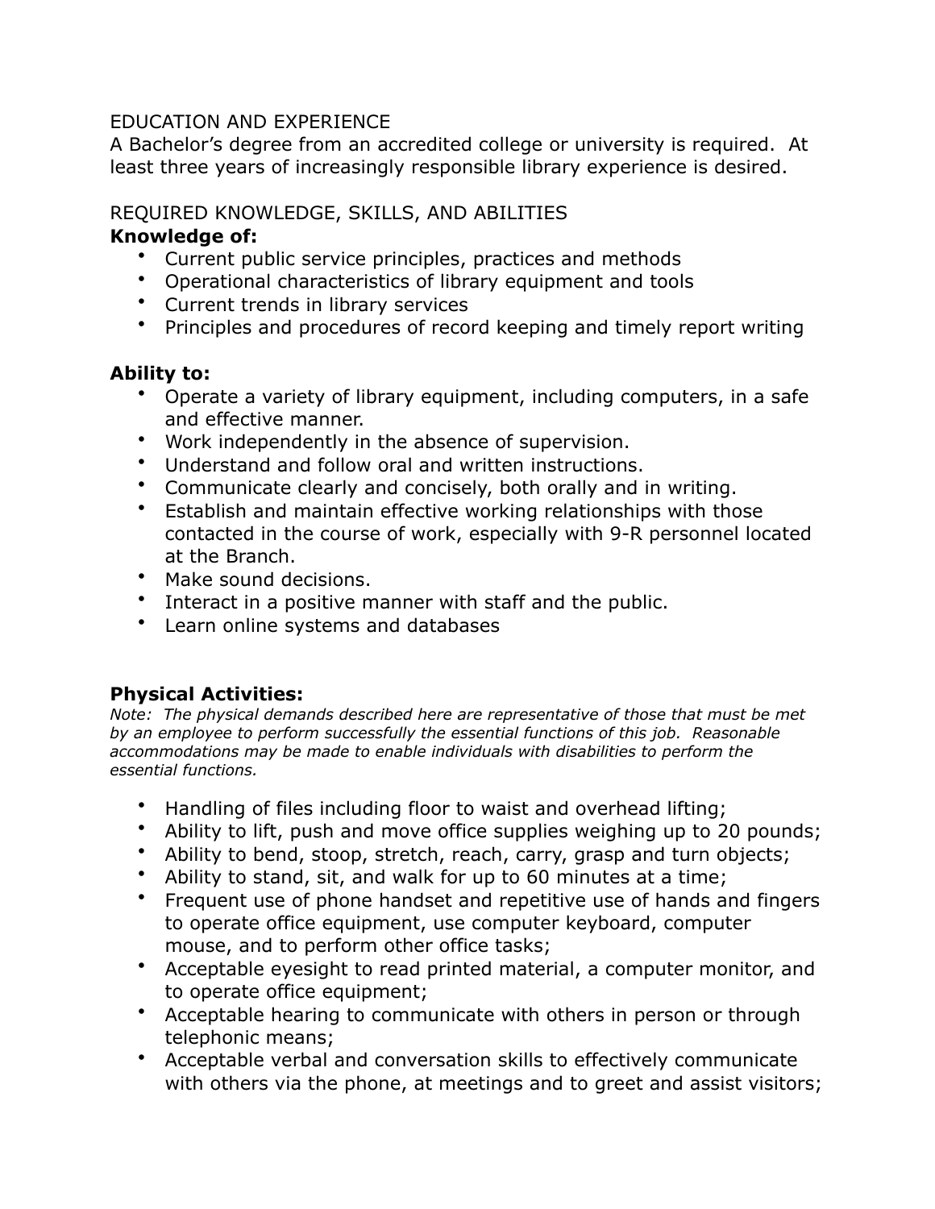EDUCATION AND EXPERIENCE

A Bachelor's degree from an accredited college or university is required. At least three years of increasingly responsible library experience is desired.

REQUIRED KNOWLEDGE, SKILLS, AND ABILITIES

**Knowledge of:**

- Current public service principles, practices and methods
- Operational characteristics of library equipment and tools
- Current trends in library services
- Principles and procedures of record keeping and timely report writing

**Ability to:**

- Operate a variety of library equipment, including computers, in a safe and effective manner.
- Work independently in the absence of supervision.
- Understand and follow oral and written instructions.
- Communicate clearly and concisely, both orally and in writing.
- Establish and maintain effective working relationships with those contacted in the course of work, especially with 9-R personnel located at the Branch.
- Make sound decisions.
- Interact in a positive manner with staff and the public.
- Learn online systems and databases

**Physical Activities:**

*Note: The physical demands described here are representative of those that must be met by an employee to perform successfully the essential functions of this job. Reasonable accommodations may be made to enable individuals with disabilities to perform the essential functions.*

- Handling of files including floor to waist and overhead lifting;
- Ability to lift, push and move office supplies weighing up to 20 pounds;
- Ability to bend, stoop, stretch, reach, carry, grasp and turn objects;
- Ability to stand, sit, and walk for up to 60 minutes at a time;
- Frequent use of phone handset and repetitive use of hands and fingers to operate office equipment, use computer keyboard, computer mouse, and to perform other office tasks;
- Acceptable eyesight to read printed material, a computer monitor, and to operate office equipment;
- Acceptable hearing to communicate with others in person or through telephonic means;
- Acceptable verbal and conversation skills to effectively communicate with others via the phone, at meetings and to greet and assist visitors;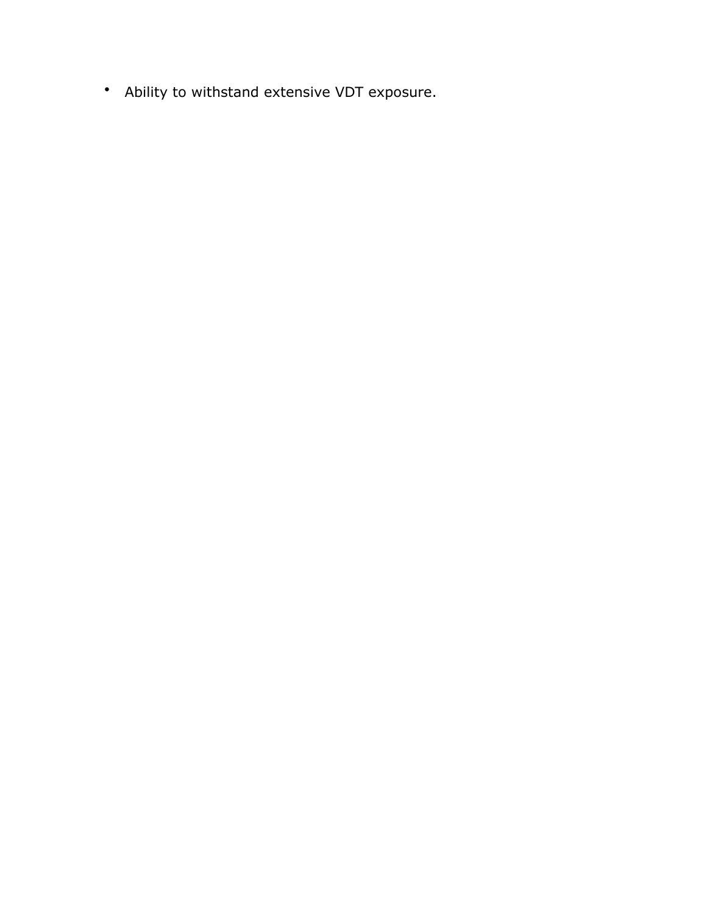- Ability to withstand extensive VDT exposure.